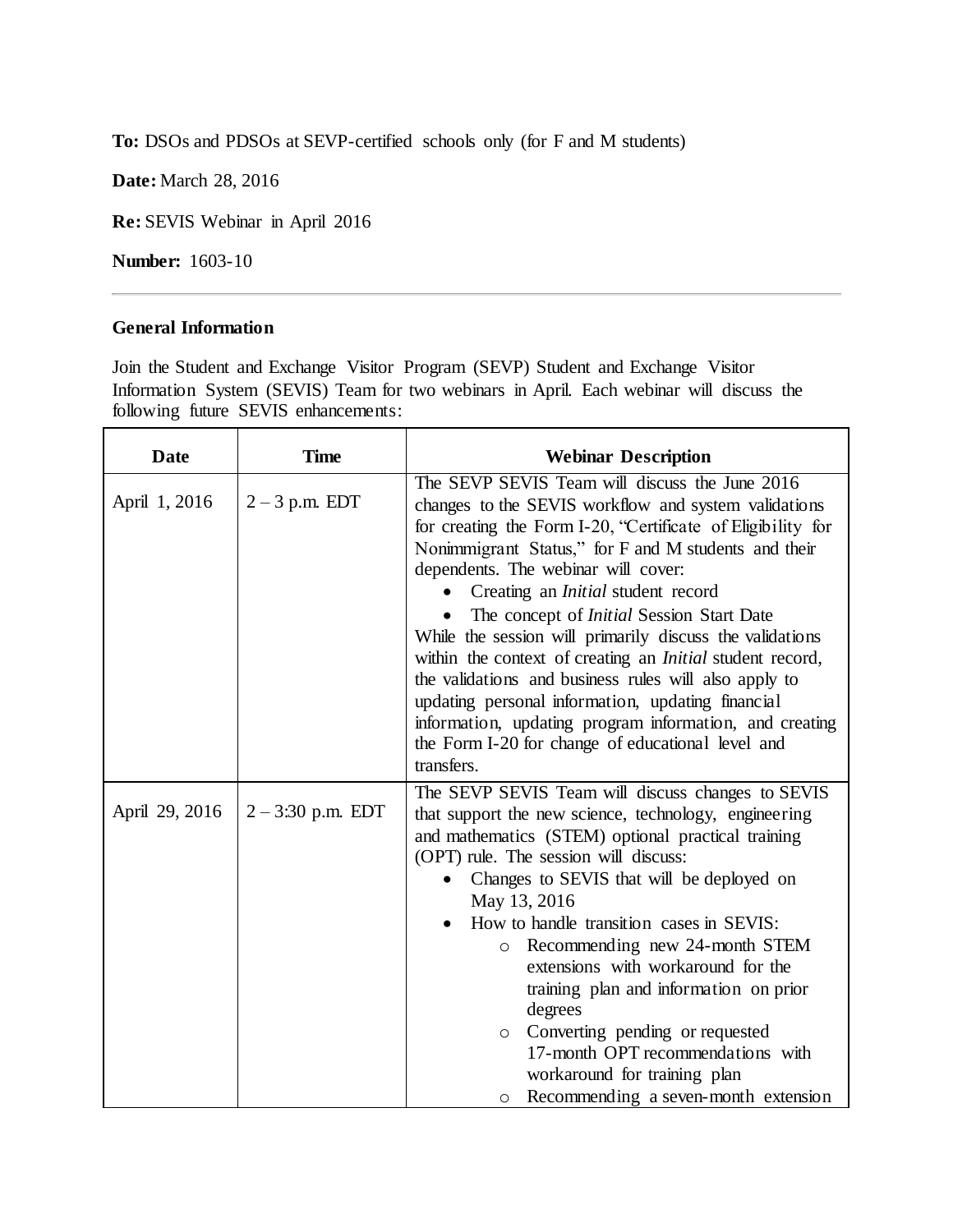**To:** DSOs and PDSOs at SEVP-certified schools only (for F and M students)

**Date:** March 28, 2016

**Re:** SEVIS Webinar in April 2016

**Number:** 1603-10

---

**General Information**

Join the Student and Exchange Visitor Program (SEVP) Student and Exchange Visitor Information System (SEVIS) Team for two webinars in April. Each webinar will discuss the following future SEVIS enhancements:

| Date | Time | Webinar Description |
|---|---|---|
| April 1, 2016 | 2 – 3 p.m. EDT | The SEVP SEVIS Team will discuss the June 2016 changes to the SEVIS workflow and system validations for creating the Form I-20, "Certificate of Eligibility for Nonimmigrant Status," for F and M students and their dependents. The webinar will cover: <br>• Creating an *Initial* student record <br>• The concept of *Initial* Session Start Date <br>While the session will primarily discuss the validations within the context of creating an *Initial* student record, the validations and business rules will also apply to updating personal information, updating financial information, updating program information, and creating the Form I-20 for change of educational level and transfers. |
| April 29, 2016 | 2 – 3:30 p.m. EDT | The SEVP SEVIS Team will discuss changes to SEVIS that support the new science, technology, engineering and mathematics (STEM) optional practical training (OPT) rule. The session will discuss: <br>• Changes to SEVIS that will be deployed on May 13, 2016 <br>• How to handle transition cases in SEVIS: <br>  o Recommending new 24-month STEM extensions with workaround for the training plan and information on prior degrees <br>  o Converting pending or requested 17-month OPT recommendations with workaround for training plan <br>  o Recommending a seven-month extension |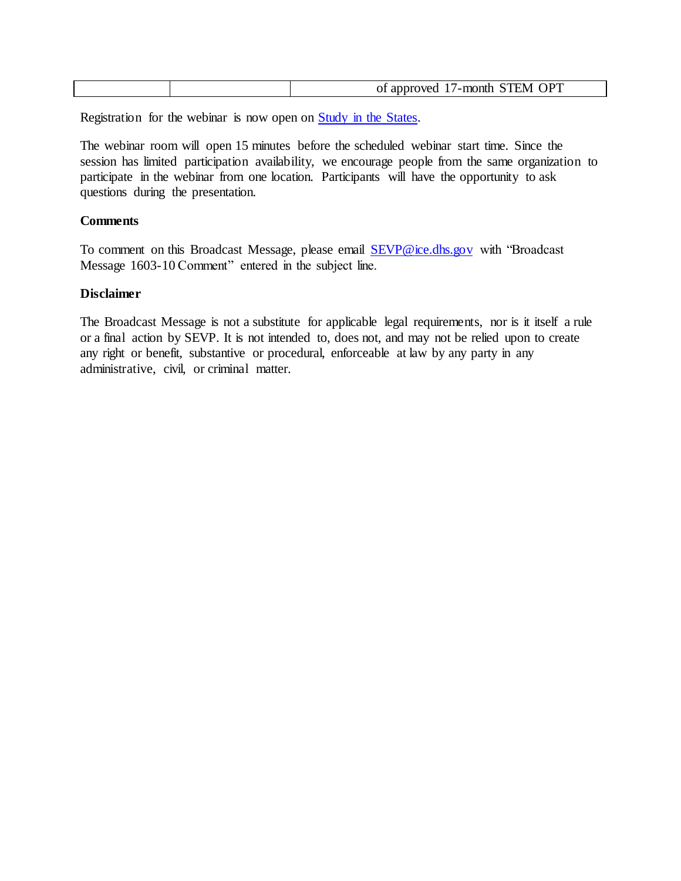| | | |
|---|---|---|
| | | of approved 17-month STEM OPT |

Registration for the webinar is now open on [Study in the States](#).

The webinar room will open 15 minutes before the scheduled webinar start time. Since the session has limited participation availability, we encourage people from the same organization to participate in the webinar from one location. Participants will have the opportunity to ask questions during the presentation.

**Comments**

To comment on this Broadcast Message, please email SEVP@ice.dhs.gov with "Broadcast Message 1603-10 Comment" entered in the subject line.

**Disclaimer**

The Broadcast Message is not a substitute for applicable legal requirements, nor is it itself a rule or a final action by SEVP. It is not intended to, does not, and may not be relied upon to create any right or benefit, substantive or procedural, enforceable at law by any party in any administrative, civil, or criminal matter.